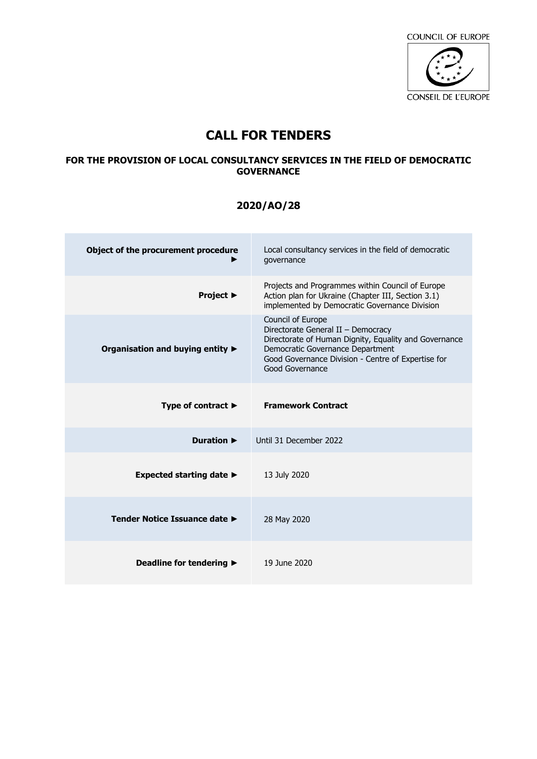COUNCIL OF EUROPE

CONSEIL DE L'EUROPE

# CALL FOR TENDERS

### FOR THE PROVISION OF LOCAL CONSULTANCY SERVICES IN THE FIELD OF DEMOCRATIC GOVERNANCE

## 2020/AO/28

| | |
|---|---|
| **Object of the procurement procedure ►** | Local consultancy services in the field of democratic governance |
| **Project ►** | Projects and Programmes within Council of Europe Action plan for Ukraine (Chapter III, Section 3.1) implemented by Democratic Governance Division |
| **Organisation and buying entity ►** | Council of Europe<br>Directorate General II – Democracy<br>Directorate of Human Dignity, Equality and Governance<br>Democratic Governance Department<br>Good Governance Division - Centre of Expertise for Good Governance |
| **Type of contract ►** | **Framework Contract** |
| **Duration ►** | Until 31 December 2022 |
| **Expected starting date ►** | 13 July 2020 |
| **Tender Notice Issuance date ►** | 28 May 2020 |
| **Deadline for tendering ►** | 19 June 2020 |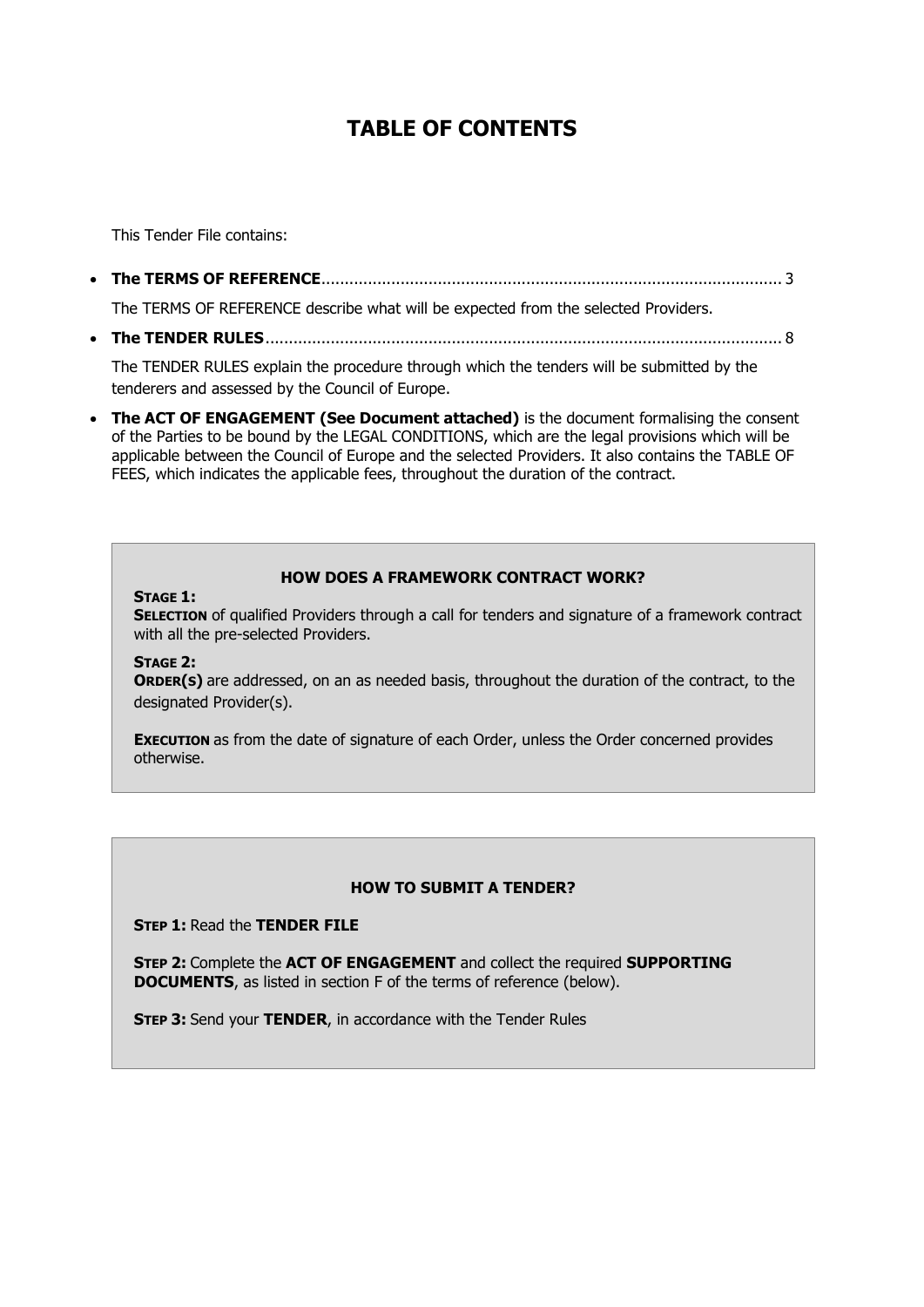# TABLE OF CONTENTS

This Tender File contains:

- **The TERMS OF REFERENCE**........................................................................................... 3

  The TERMS OF REFERENCE describe what will be expected from the selected Providers.

- **The TENDER RULES**..................................................................................................... 8

  The TENDER RULES explain the procedure through which the tenders will be submitted by the tenderers and assessed by the Council of Europe.

- **The ACT OF ENGAGEMENT (See Document attached)** is the document formalising the consent of the Parties to be bound by the LEGAL CONDITIONS, which are the legal provisions which will be applicable between the Council of Europe and the selected Providers. It also contains the TABLE OF FEES, which indicates the applicable fees, throughout the duration of the contract.

---

**HOW DOES A FRAMEWORK CONTRACT WORK?**

**STAGE 1:**
**SELECTION** of qualified Providers through a call for tenders and signature of a framework contract with all the pre-selected Providers.

**STAGE 2:**
**ORDER(S)** are addressed, on an as needed basis, throughout the duration of the contract, to the designated Provider(s).

**EXECUTION** as from the date of signature of each Order, unless the Order concerned provides otherwise.

---

**HOW TO SUBMIT A TENDER?**

**STEP 1:** Read the **TENDER FILE**

**STEP 2:** Complete the **ACT OF ENGAGEMENT** and collect the required **SUPPORTING DOCUMENTS**, as listed in section F of the terms of reference (below).

**STEP 3:** Send your **TENDER**, in accordance with the Tender Rules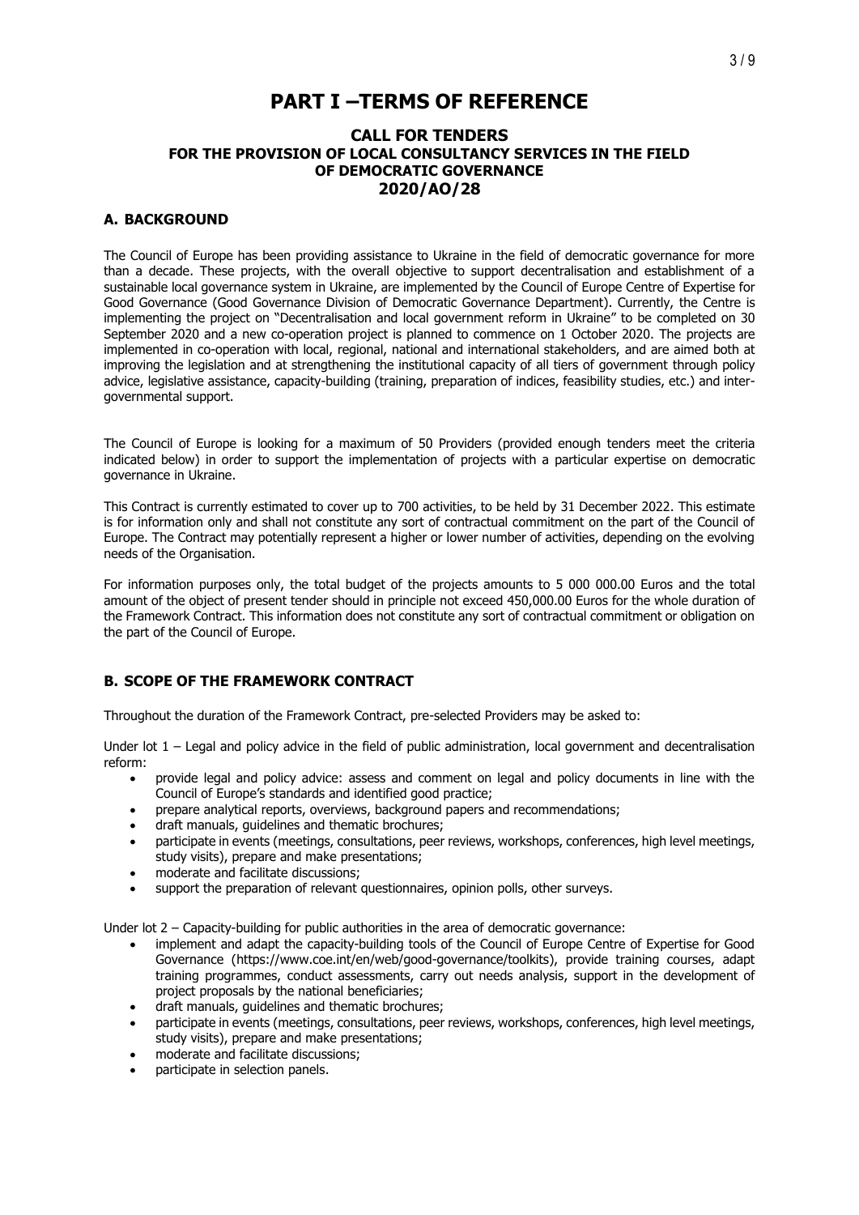# PART I –TERMS OF REFERENCE

## CALL FOR TENDERS FOR THE PROVISION OF LOCAL CONSULTANCY SERVICES IN THE FIELD OF DEMOCRATIC GOVERNANCE 2020/AO/28

### A. BACKGROUND

The Council of Europe has been providing assistance to Ukraine in the field of democratic governance for more than a decade. These projects, with the overall objective to support decentralisation and establishment of a sustainable local governance system in Ukraine, are implemented by the Council of Europe Centre of Expertise for Good Governance (Good Governance Division of Democratic Governance Department). Currently, the Centre is implementing the project on "Decentralisation and local government reform in Ukraine" to be completed on 30 September 2020 and a new co-operation project is planned to commence on 1 October 2020. The projects are implemented in co-operation with local, regional, national and international stakeholders, and are aimed both at improving the legislation and at strengthening the institutional capacity of all tiers of government through policy advice, legislative assistance, capacity-building (training, preparation of indices, feasibility studies, etc.) and inter-governmental support.

The Council of Europe is looking for a maximum of 50 Providers (provided enough tenders meet the criteria indicated below) in order to support the implementation of projects with a particular expertise on democratic governance in Ukraine.

This Contract is currently estimated to cover up to 700 activities, to be held by 31 December 2022. This estimate is for information only and shall not constitute any sort of contractual commitment on the part of the Council of Europe. The Contract may potentially represent a higher or lower number of activities, depending on the evolving needs of the Organisation.

For information purposes only, the total budget of the projects amounts to 5 000 000.00 Euros and the total amount of the object of present tender should in principle not exceed 450,000.00 Euros for the whole duration of the Framework Contract. This information does not constitute any sort of contractual commitment or obligation on the part of the Council of Europe.

### B. SCOPE OF THE FRAMEWORK CONTRACT

Throughout the duration of the Framework Contract, pre-selected Providers may be asked to:

Under lot 1 – Legal and policy advice in the field of public administration, local government and decentralisation reform:

- provide legal and policy advice: assess and comment on legal and policy documents in line with the Council of Europe's standards and identified good practice;
- prepare analytical reports, overviews, background papers and recommendations;
- draft manuals, guidelines and thematic brochures;
- participate in events (meetings, consultations, peer reviews, workshops, conferences, high level meetings, study visits), prepare and make presentations;
- moderate and facilitate discussions;
- support the preparation of relevant questionnaires, opinion polls, other surveys.

Under lot 2 – Capacity-building for public authorities in the area of democratic governance:

- implement and adapt the capacity-building tools of the Council of Europe Centre of Expertise for Good Governance (https://www.coe.int/en/web/good-governance/toolkits), provide training courses, adapt training programmes, conduct assessments, carry out needs analysis, support in the development of project proposals by the national beneficiaries;
- draft manuals, guidelines and thematic brochures;
- participate in events (meetings, consultations, peer reviews, workshops, conferences, high level meetings, study visits), prepare and make presentations;
- moderate and facilitate discussions;
- participate in selection panels.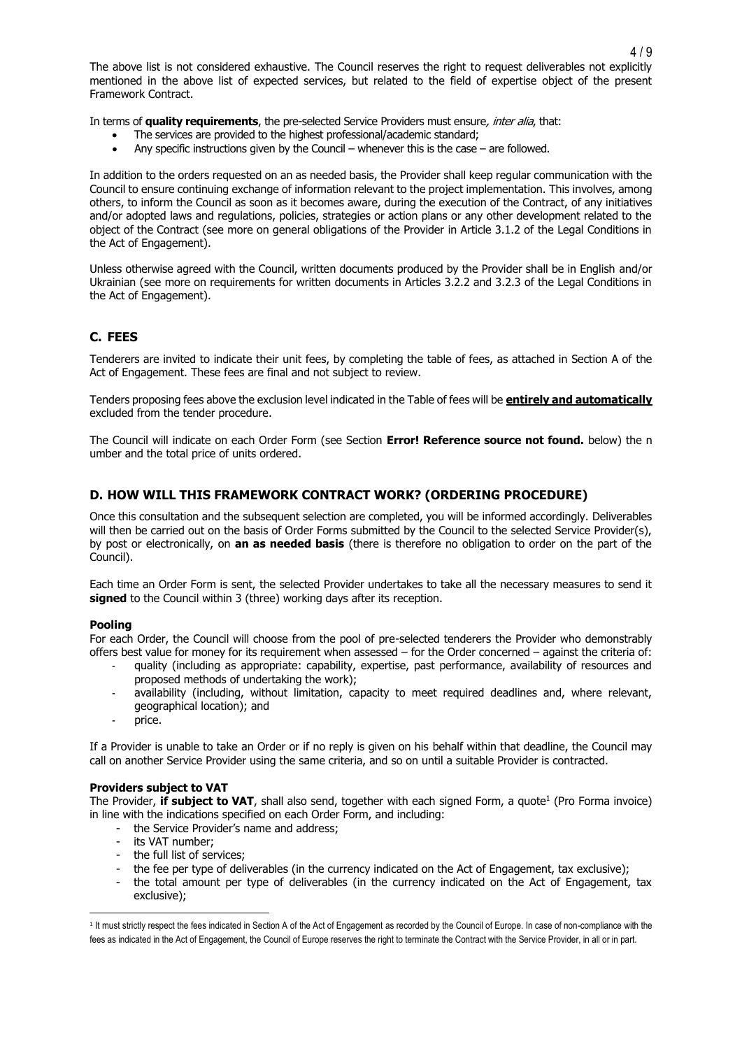The above list is not considered exhaustive. The Council reserves the right to request deliverables not explicitly mentioned in the above list of expected services, but related to the field of expertise object of the present Framework Contract.

In terms of **quality requirements**, the pre-selected Service Providers must ensure*, inter alia*, that:

- The services are provided to the highest professional/academic standard;
- Any specific instructions given by the Council – whenever this is the case – are followed.

In addition to the orders requested on an as needed basis, the Provider shall keep regular communication with the Council to ensure continuing exchange of information relevant to the project implementation. This involves, among others, to inform the Council as soon as it becomes aware, during the execution of the Contract, of any initiatives and/or adopted laws and regulations, policies, strategies or action plans or any other development related to the object of the Contract (see more on general obligations of the Provider in Article 3.1.2 of the Legal Conditions in the Act of Engagement).

Unless otherwise agreed with the Council, written documents produced by the Provider shall be in English and/or Ukrainian (see more on requirements for written documents in Articles 3.2.2 and 3.2.3 of the Legal Conditions in the Act of Engagement).

## C. FEES

Tenderers are invited to indicate their unit fees, by completing the table of fees, as attached in Section A of the Act of Engagement. These fees are final and not subject to review.

Tenders proposing fees above the exclusion level indicated in the Table of fees will be **entirely and automatically** excluded from the tender procedure.

The Council will indicate on each Order Form (see Section **Error! Reference source not found.** below) the n umber and the total price of units ordered.

## D. HOW WILL THIS FRAMEWORK CONTRACT WORK? (ORDERING PROCEDURE)

Once this consultation and the subsequent selection are completed, you will be informed accordingly. Deliverables will then be carried out on the basis of Order Forms submitted by the Council to the selected Service Provider(s), by post or electronically, on **an as needed basis** (there is therefore no obligation to order on the part of the Council).

Each time an Order Form is sent, the selected Provider undertakes to take all the necessary measures to send it **signed** to the Council within 3 (three) working days after its reception.

**Pooling**

For each Order, the Council will choose from the pool of pre-selected tenderers the Provider who demonstrably offers best value for money for its requirement when assessed – for the Order concerned – against the criteria of:

- quality (including as appropriate: capability, expertise, past performance, availability of resources and proposed methods of undertaking the work);
- availability (including, without limitation, capacity to meet required deadlines and, where relevant, geographical location); and
- price.

If a Provider is unable to take an Order or if no reply is given on his behalf within that deadline, the Council may call on another Service Provider using the same criteria, and so on until a suitable Provider is contracted.

**Providers subject to VAT**

The Provider, **if subject to VAT**, shall also send, together with each signed Form, a quote[1] (Pro Forma invoice) in line with the indications specified on each Order Form, and including:

- the Service Provider's name and address;
- its VAT number;
- the full list of services;
- the fee per type of deliverables (in the currency indicated on the Act of Engagement, tax exclusive);
- the total amount per type of deliverables (in the currency indicated on the Act of Engagement, tax exclusive);

[1] It must strictly respect the fees indicated in Section A of the Act of Engagement as recorded by the Council of Europe. In case of non-compliance with the fees as indicated in the Act of Engagement, the Council of Europe reserves the right to terminate the Contract with the Service Provider, in all or in part.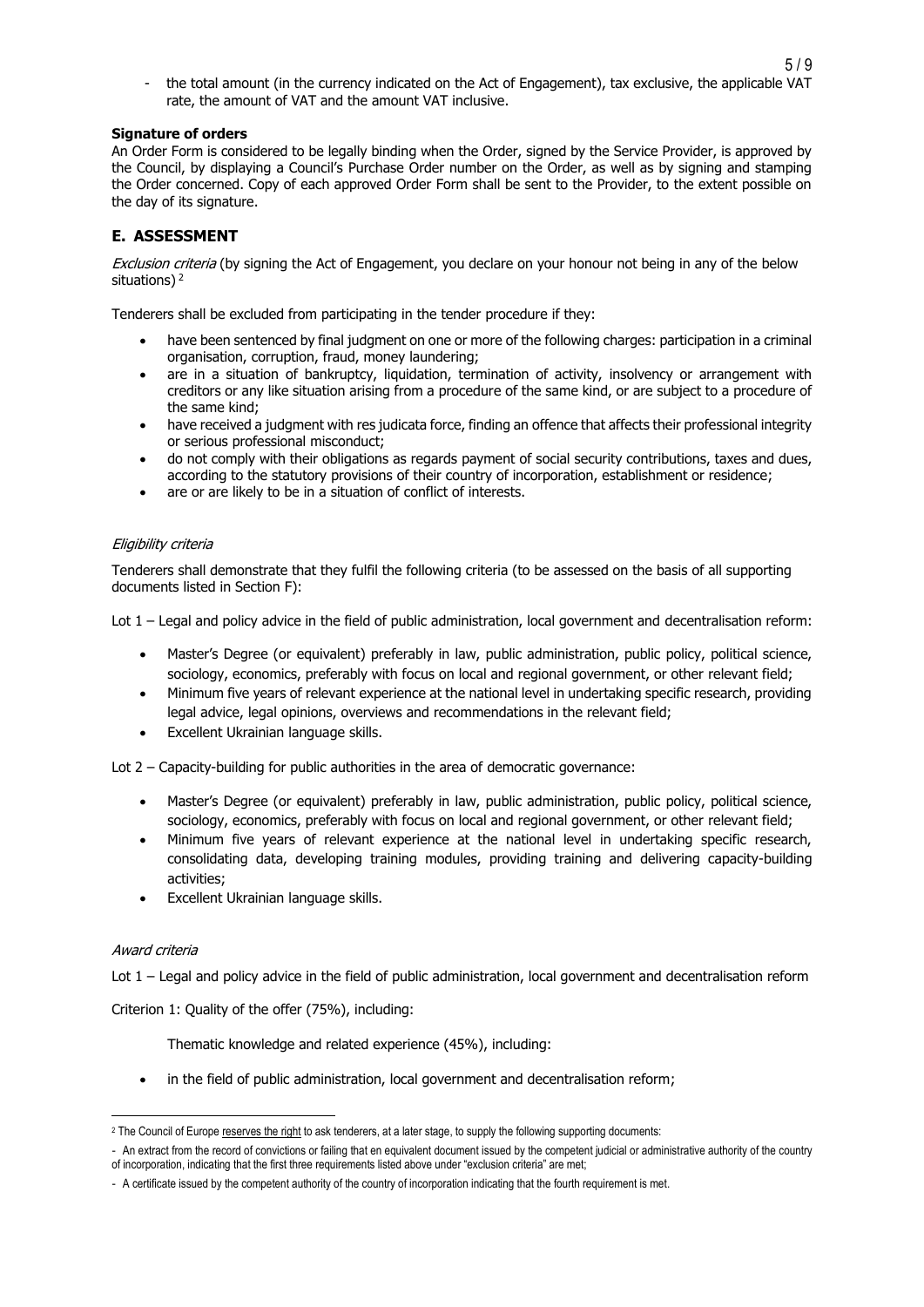- the total amount (in the currency indicated on the Act of Engagement), tax exclusive, the applicable VAT rate, the amount of VAT and the amount VAT inclusive.

**Signature of orders**

An Order Form is considered to be legally binding when the Order, signed by the Service Provider, is approved by the Council, by displaying a Council's Purchase Order number on the Order, as well as by signing and stamping the Order concerned. Copy of each approved Order Form shall be sent to the Provider, to the extent possible on the day of its signature.

## E. ASSESSMENT

*Exclusion criteria* (by signing the Act of Engagement, you declare on your honour not being in any of the below situations) [2]

Tenderers shall be excluded from participating in the tender procedure if they:

- have been sentenced by final judgment on one or more of the following charges: participation in a criminal organisation, corruption, fraud, money laundering;
- are in a situation of bankruptcy, liquidation, termination of activity, insolvency or arrangement with creditors or any like situation arising from a procedure of the same kind, or are subject to a procedure of the same kind;
- have received a judgment with res judicata force, finding an offence that affects their professional integrity or serious professional misconduct;
- do not comply with their obligations as regards payment of social security contributions, taxes and dues, according to the statutory provisions of their country of incorporation, establishment or residence;
- are or are likely to be in a situation of conflict of interests.

*Eligibility criteria*

Tenderers shall demonstrate that they fulfil the following criteria (to be assessed on the basis of all supporting documents listed in Section F):

Lot 1 – Legal and policy advice in the field of public administration, local government and decentralisation reform:

- Master's Degree (or equivalent) preferably in law, public administration, public policy, political science, sociology, economics, preferably with focus on local and regional government, or other relevant field;
- Minimum five years of relevant experience at the national level in undertaking specific research, providing legal advice, legal opinions, overviews and recommendations in the relevant field;
- Excellent Ukrainian language skills.

Lot 2 – Capacity-building for public authorities in the area of democratic governance:

- Master's Degree (or equivalent) preferably in law, public administration, public policy, political science, sociology, economics, preferably with focus on local and regional government, or other relevant field;
- Minimum five years of relevant experience at the national level in undertaking specific research, consolidating data, developing training modules, providing training and delivering capacity-building activities;
- Excellent Ukrainian language skills.

*Award criteria*

Lot 1 – Legal and policy advice in the field of public administration, local government and decentralisation reform

Criterion 1: Quality of the offer (75%), including:

Thematic knowledge and related experience (45%), including:

- in the field of public administration, local government and decentralisation reform;

---

[2] The Council of Europe reserves the right to ask tenderers, at a later stage, to supply the following supporting documents:

- An extract from the record of convictions or failing that en equivalent document issued by the competent judicial or administrative authority of the country of incorporation, indicating that the first three requirements listed above under "exclusion criteria" are met;
- A certificate issued by the competent authority of the country of incorporation indicating that the fourth requirement is met.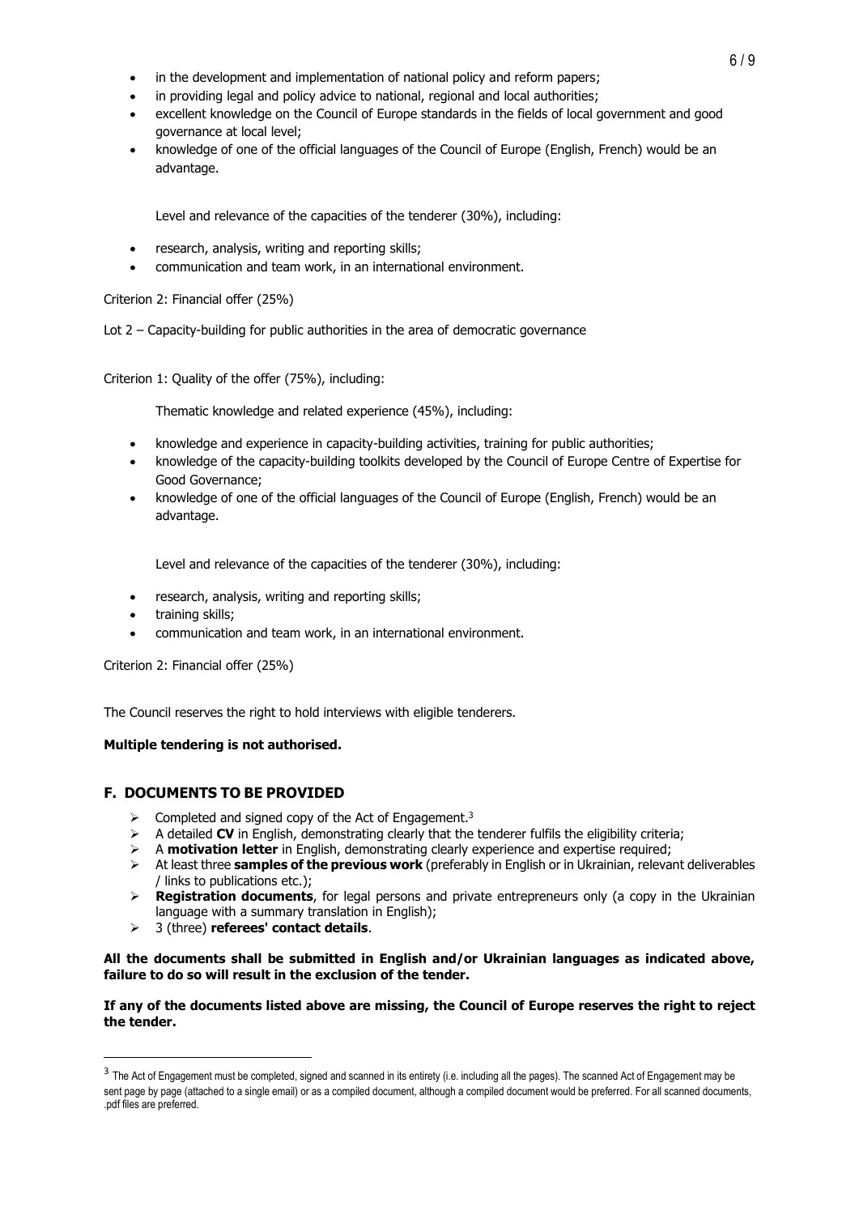- in the development and implementation of national policy and reform papers;
- in providing legal and policy advice to national, regional and local authorities;
- excellent knowledge on the Council of Europe standards in the fields of local government and good governance at local level;
- knowledge of one of the official languages of the Council of Europe (English, French) would be an advantage.

Level and relevance of the capacities of the tenderer (30%), including:

- research, analysis, writing and reporting skills;
- communication and team work, in an international environment.

Criterion 2: Financial offer (25%)

Lot 2 – Capacity-building for public authorities in the area of democratic governance

Criterion 1: Quality of the offer (75%), including:

Thematic knowledge and related experience (45%), including:

- knowledge and experience in capacity-building activities, training for public authorities;
- knowledge of the capacity-building toolkits developed by the Council of Europe Centre of Expertise for Good Governance;
- knowledge of one of the official languages of the Council of Europe (English, French) would be an advantage.

Level and relevance of the capacities of the tenderer (30%), including:

- research, analysis, writing and reporting skills;
- training skills;
- communication and team work, in an international environment.

Criterion 2: Financial offer (25%)

The Council reserves the right to hold interviews with eligible tenderers.

**Multiple tendering is not authorised.**

## F. DOCUMENTS TO BE PROVIDED

- Completed and signed copy of the Act of Engagement.[3]
- A detailed **CV** in English, demonstrating clearly that the tenderer fulfils the eligibility criteria;
- A **motivation letter** in English, demonstrating clearly experience and expertise required;
- At least three **samples of the previous work** (preferably in English or in Ukrainian, relevant deliverables / links to publications etc.);
- **Registration documents**, for legal persons and private entrepreneurs only (a copy in the Ukrainian language with a summary translation in English);
- 3 (three) **referees' contact details**.

**All the documents shall be submitted in English and/or Ukrainian languages as indicated above, failure to do so will result in the exclusion of the tender.**

**If any of the documents listed above are missing, the Council of Europe reserves the right to reject the tender.**

[3] The Act of Engagement must be completed, signed and scanned in its entirety (i.e. including all the pages). The scanned Act of Engagement may be sent page by page (attached to a single email) or as a compiled document, although a compiled document would be preferred. For all scanned documents, .pdf files are preferred.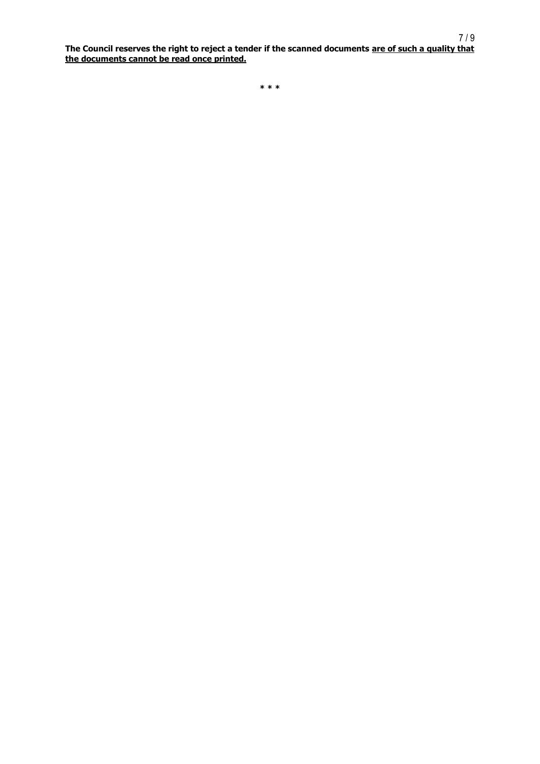**The Council reserves the right to reject a tender if the scanned documents <u>are of such a quality that the documents cannot be read once printed.</u>**

\* \* \*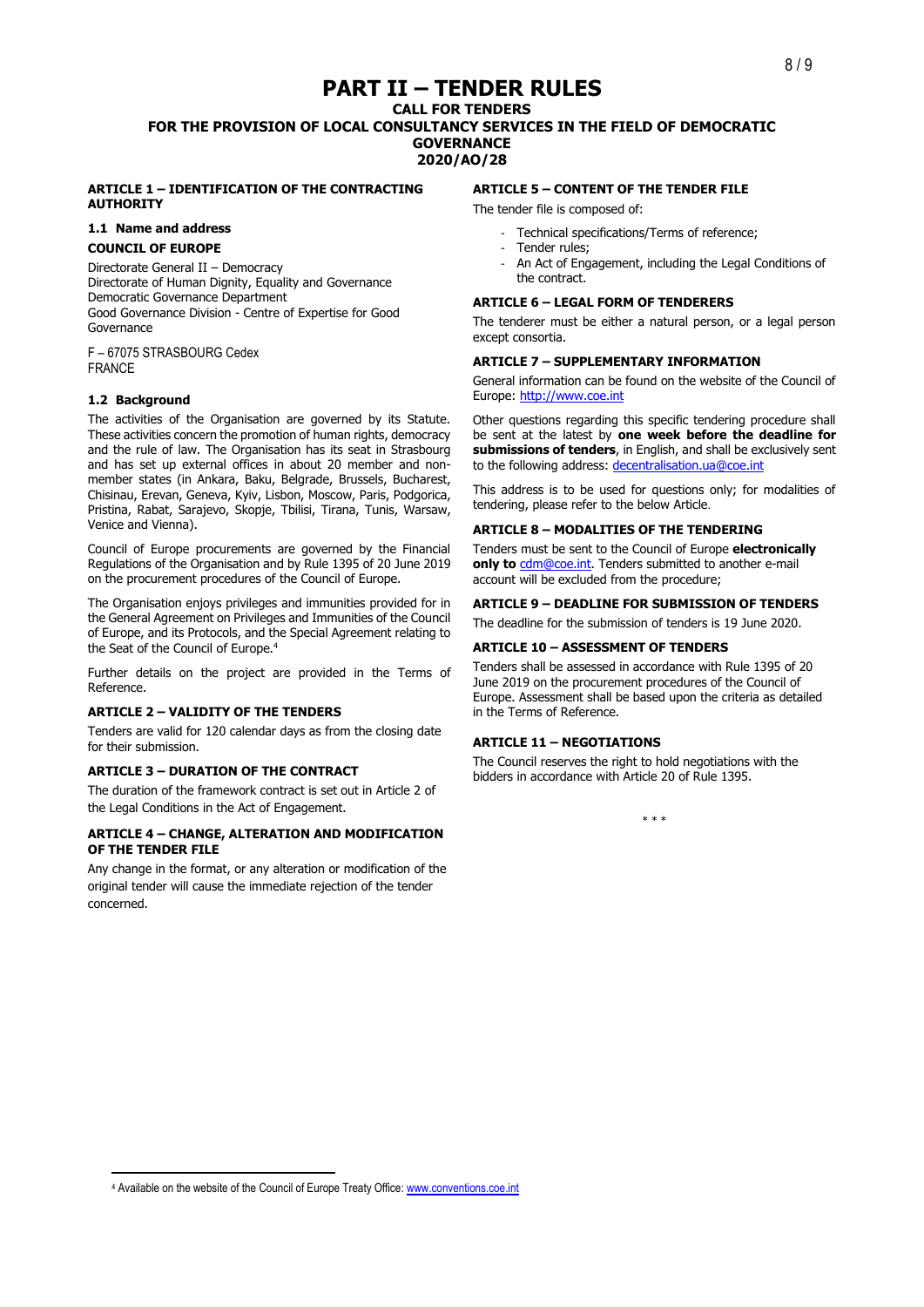# PART II – TENDER RULES

**CALL FOR TENDERS**

**FOR THE PROVISION OF LOCAL CONSULTANCY SERVICES IN THE FIELD OF DEMOCRATIC GOVERNANCE**

**2020/AO/28**

## ARTICLE 1 – IDENTIFICATION OF THE CONTRACTING AUTHORITY

### 1.1 Name and address

**COUNCIL OF EUROPE**

Directorate General II – Democracy
Directorate of Human Dignity, Equality and Governance
Democratic Governance Department
Good Governance Division - Centre of Expertise for Good Governance

F – 67075 STRASBOURG Cedex
FRANCE

### 1.2 Background

The activities of the Organisation are governed by its Statute. These activities concern the promotion of human rights, democracy and the rule of law. The Organisation has its seat in Strasbourg and has set up external offices in about 20 member and non-member states (in Ankara, Baku, Belgrade, Brussels, Bucharest, Chisinau, Erevan, Geneva, Kyiv, Lisbon, Moscow, Paris, Podgorica, Pristina, Rabat, Sarajevo, Skopje, Tbilisi, Tirana, Tunis, Warsaw, Venice and Vienna).

Council of Europe procurements are governed by the Financial Regulations of the Organisation and by Rule 1395 of 20 June 2019 on the procurement procedures of the Council of Europe.

The Organisation enjoys privileges and immunities provided for in the General Agreement on Privileges and Immunities of the Council of Europe, and its Protocols, and the Special Agreement relating to the Seat of the Council of Europe.[4]

Further details on the project are provided in the Terms of Reference.

## ARTICLE 2 – VALIDITY OF THE TENDERS

Tenders are valid for 120 calendar days as from the closing date for their submission.

## ARTICLE 3 – DURATION OF THE CONTRACT

The duration of the framework contract is set out in Article 2 of the Legal Conditions in the Act of Engagement.

## ARTICLE 4 – CHANGE, ALTERATION AND MODIFICATION OF THE TENDER FILE

Any change in the format, or any alteration or modification of the original tender will cause the immediate rejection of the tender concerned.

## ARTICLE 5 – CONTENT OF THE TENDER FILE

The tender file is composed of:

- Technical specifications/Terms of reference;
- Tender rules;
- An Act of Engagement, including the Legal Conditions of the contract.

## ARTICLE 6 – LEGAL FORM OF TENDERERS

The tenderer must be either a natural person, or a legal person except consortia.

## ARTICLE 7 – SUPPLEMENTARY INFORMATION

General information can be found on the website of the Council of Europe: http://www.coe.int

Other questions regarding this specific tendering procedure shall be sent at the latest by **one week before the deadline for submissions of tenders**, in English, and shall be exclusively sent to the following address: decentralisation.ua@coe.int

This address is to be used for questions only; for modalities of tendering, please refer to the below Article.

## ARTICLE 8 – MODALITIES OF THE TENDERING

Tenders must be sent to the Council of Europe **electronically only to** cdm@coe.int. Tenders submitted to another e-mail account will be excluded from the procedure;

## ARTICLE 9 – DEADLINE FOR SUBMISSION OF TENDERS

The deadline for the submission of tenders is 19 June 2020.

## ARTICLE 10 – ASSESSMENT OF TENDERS

Tenders shall be assessed in accordance with Rule 1395 of 20 June 2019 on the procurement procedures of the Council of Europe. Assessment shall be based upon the criteria as detailed in the Terms of Reference.

## ARTICLE 11 – NEGOTIATIONS

The Council reserves the right to hold negotiations with the bidders in accordance with Article 20 of Rule 1395.

\* \* \*

---

[4] Available on the website of the Council of Europe Treaty Office: www.conventions.coe.int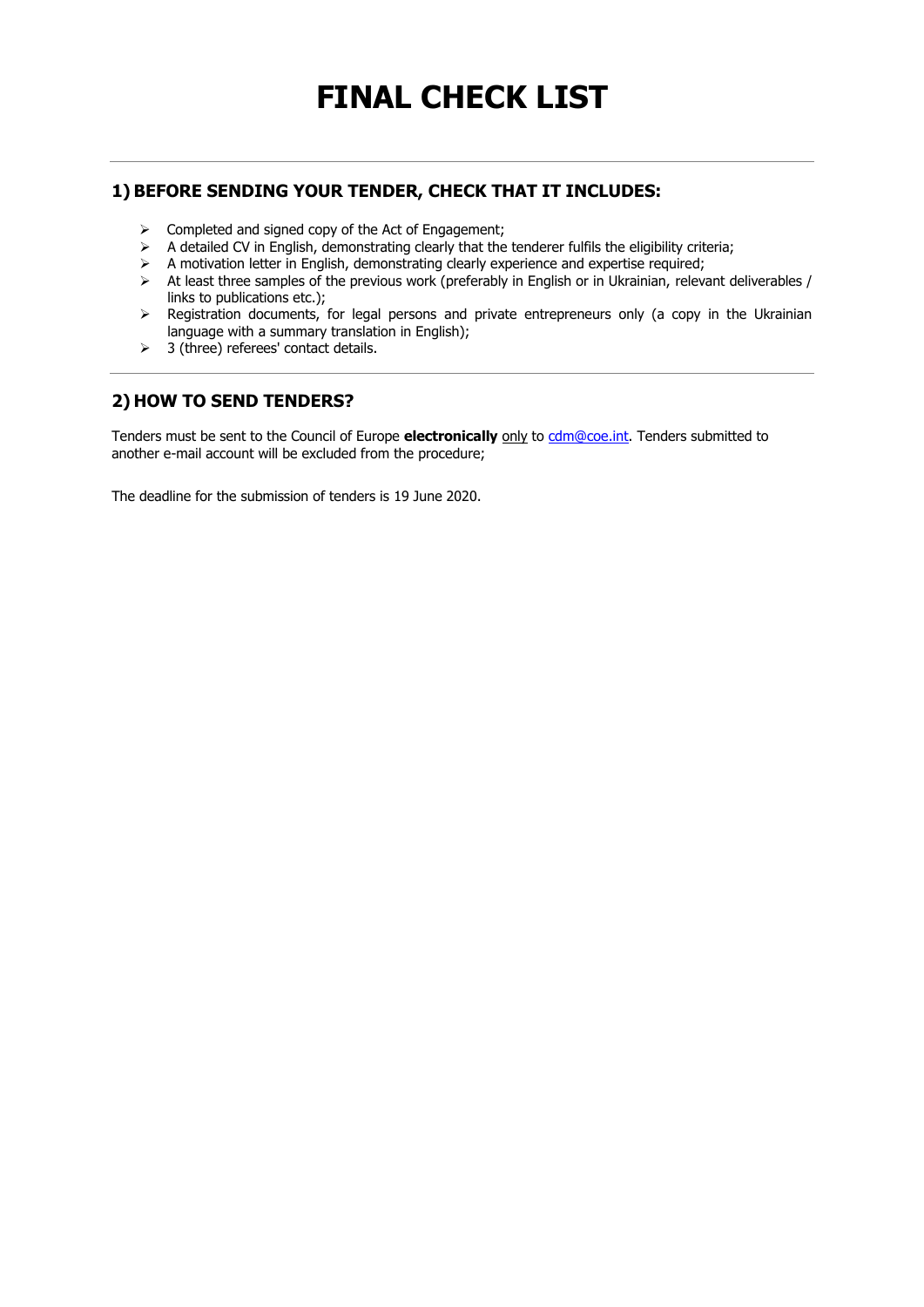# FINAL CHECK LIST

## 1) BEFORE SENDING YOUR TENDER, CHECK THAT IT INCLUDES:

- Completed and signed copy of the Act of Engagement;
- A detailed CV in English, demonstrating clearly that the tenderer fulfils the eligibility criteria;
- A motivation letter in English, demonstrating clearly experience and expertise required;
- At least three samples of the previous work (preferably in English or in Ukrainian, relevant deliverables / links to publications etc.);
- Registration documents, for legal persons and private entrepreneurs only (a copy in the Ukrainian language with a summary translation in English);
- 3 (three) referees' contact details.

## 2) HOW TO SEND TENDERS?

Tenders must be sent to the Council of Europe **electronically** only to cdm@coe.int. Tenders submitted to another e-mail account will be excluded from the procedure;

The deadline for the submission of tenders is 19 June 2020.